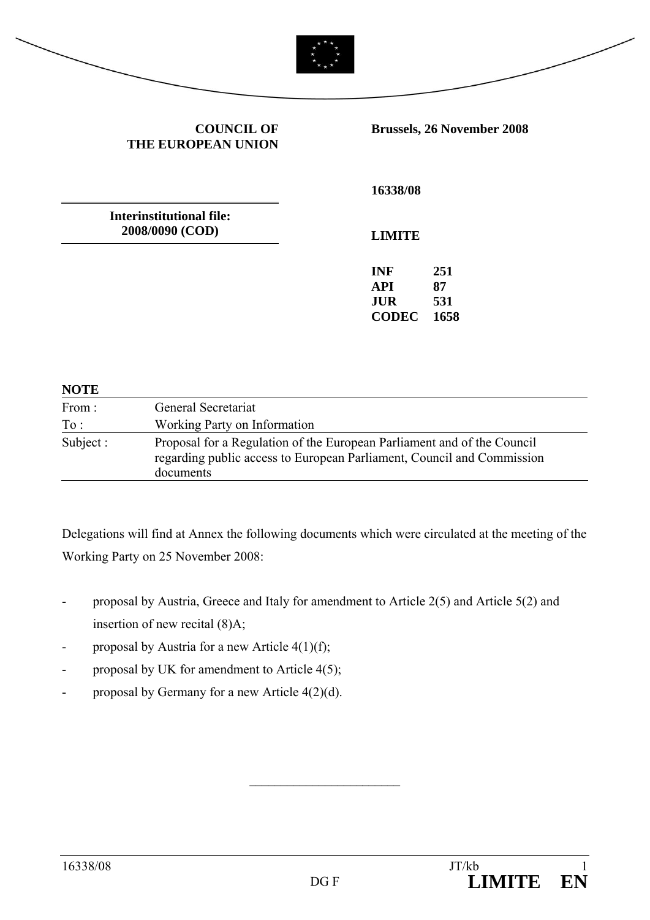**COUNCIL OF THE EUROPEAN UNION**

**Brussels, 26 November 2008**

**Interinstitutional file: 2008/0090 (COD)**

**16338/08**

**LIMITE**

| | |
|---|---|
| **INF** | **251** |
| **API** | **87** |
| **JUR** | **531** |
| **CODEC** | **1658** |

**NOTE**

| | |
|---|---|
| From : | General Secretariat |
| To : | Working Party on Information |
| Subject : | Proposal for a Regulation of the European Parliament and of the Council regarding public access to European Parliament, Council and Commission documents |

Delegations will find at Annex the following documents which were circulated at the meeting of the Working Party on 25 November 2008:

- proposal by Austria, Greece and Italy for amendment to Article 2(5) and Article 5(2) and insertion of new recital (8)A;
- proposal by Austria for a new Article 4(1)(f);
- proposal by UK for amendment to Article 4(5);
- proposal by Germany for a new Article 4(2)(d).

________________________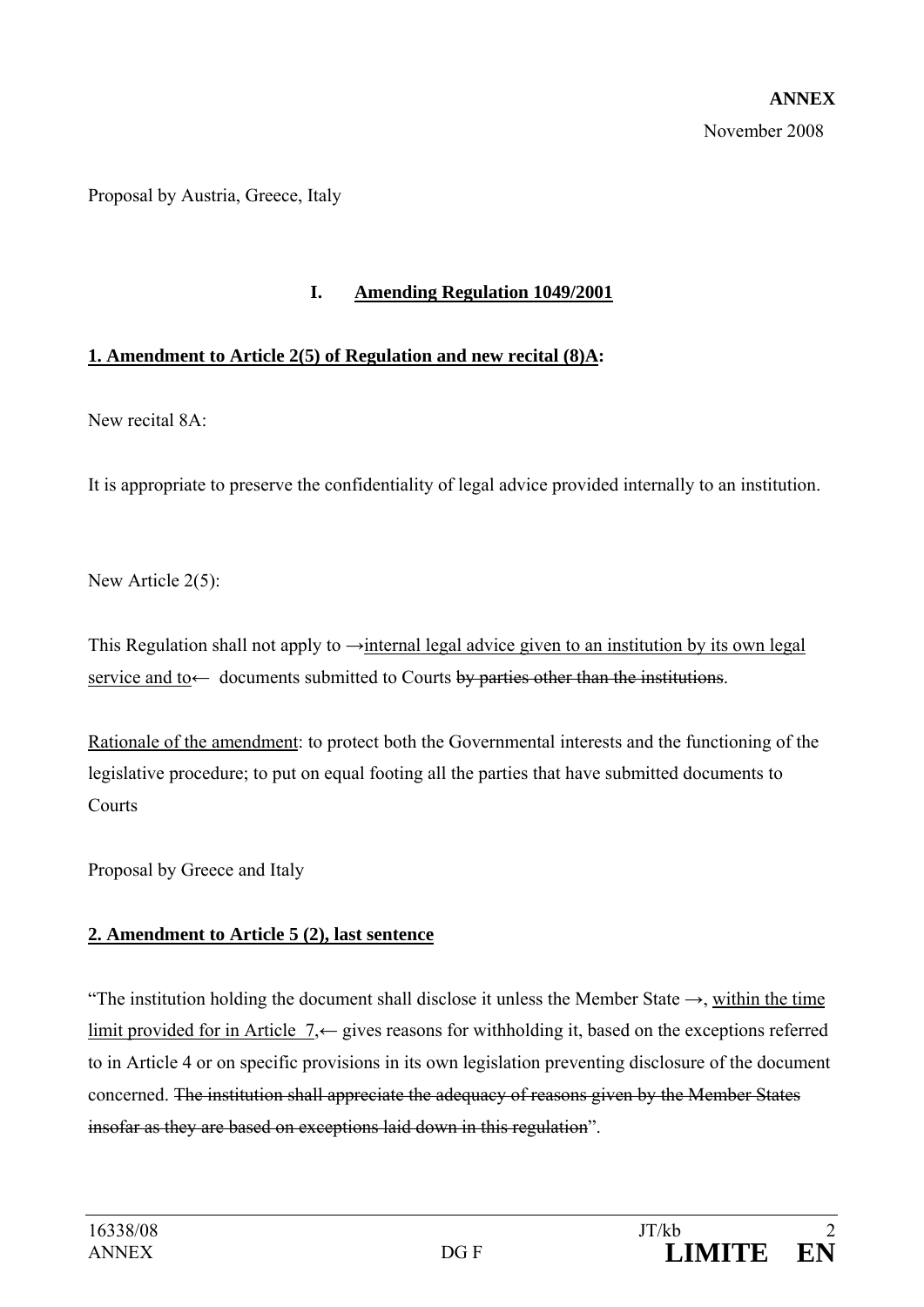**ANNEX**

November 2008

Proposal by Austria, Greece, Italy

## I. Amending Regulation 1049/2001

### 1. Amendment to Article 2(5) of Regulation and new recital (8)A:

New recital 8A:

It is appropriate to preserve the confidentiality of legal advice provided internally to an institution.

New Article 2(5):

This Regulation shall not apply to →internal legal advice given to an institution by its own legal service and to← documents submitted to Courts ~~by parties other than the institutions~~.

Rationale of the amendment: to protect both the Governmental interests and the functioning of the legislative procedure; to put on equal footing all the parties that have submitted documents to Courts

Proposal by Greece and Italy

### 2. Amendment to Article 5 (2), last sentence

"The institution holding the document shall disclose it unless the Member State →, within the time limit provided for in Article 7,← gives reasons for withholding it, based on the exceptions referred to in Article 4 or on specific provisions in its own legislation preventing disclosure of the document concerned. ~~The institution shall appreciate the adequacy of reasons given by the Member States insofar as they are based on exceptions laid down in this regulation~~".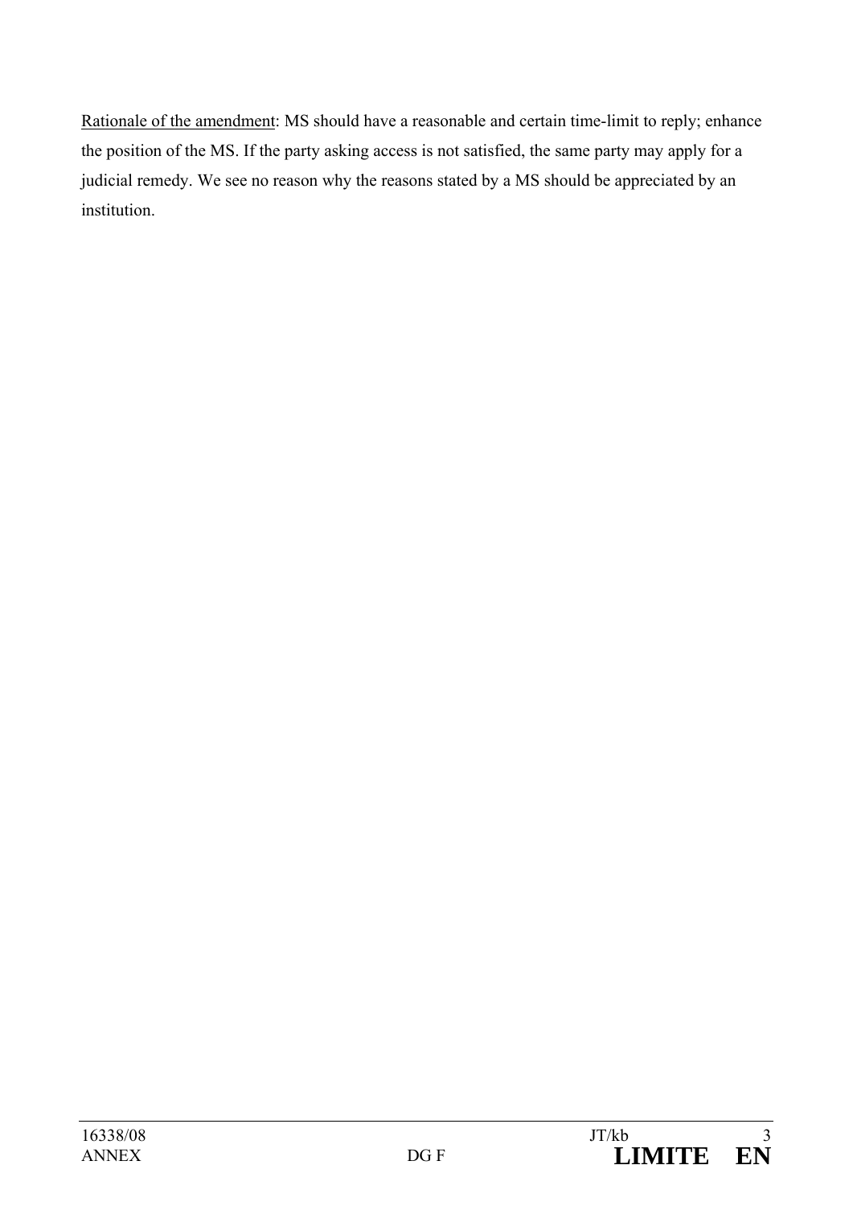<u>Rationale of the amendment</u>: MS should have a reasonable and certain time-limit to reply; enhance the position of the MS. If the party asking access is not satisfied, the same party may apply for a judicial remedy. We see no reason why the reasons stated by a MS should be appreciated by an institution.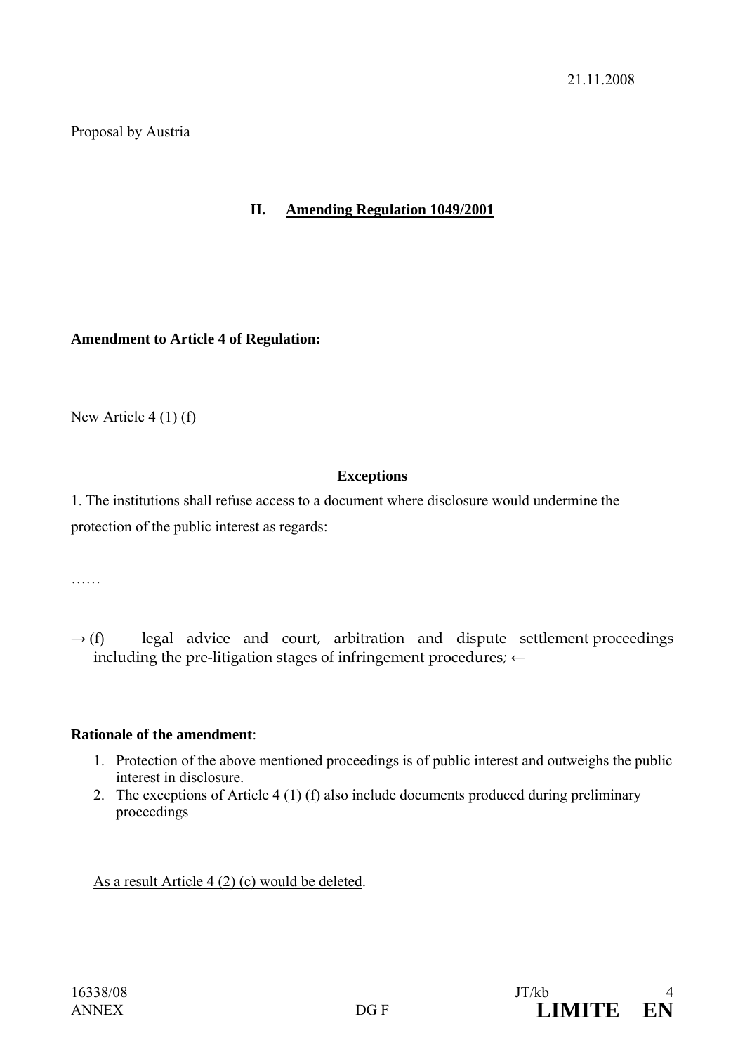21.11.2008

Proposal by Austria

## II. Amending Regulation 1049/2001

**Amendment to Article 4 of Regulation:**

New Article 4 (1) (f)

**Exceptions**

1. The institutions shall refuse access to a document where disclosure would undermine the protection of the public interest as regards:

……

→ (f) legal advice and court, arbitration and dispute settlement proceedings including the pre-litigation stages of infringement procedures; ←

**Rationale of the amendment**:

1. Protection of the above mentioned proceedings is of public interest and outweighs the public interest in disclosure.
2. The exceptions of Article 4 (1) (f) also include documents produced during preliminary proceedings

As a result Article 4 (2) (c) would be deleted.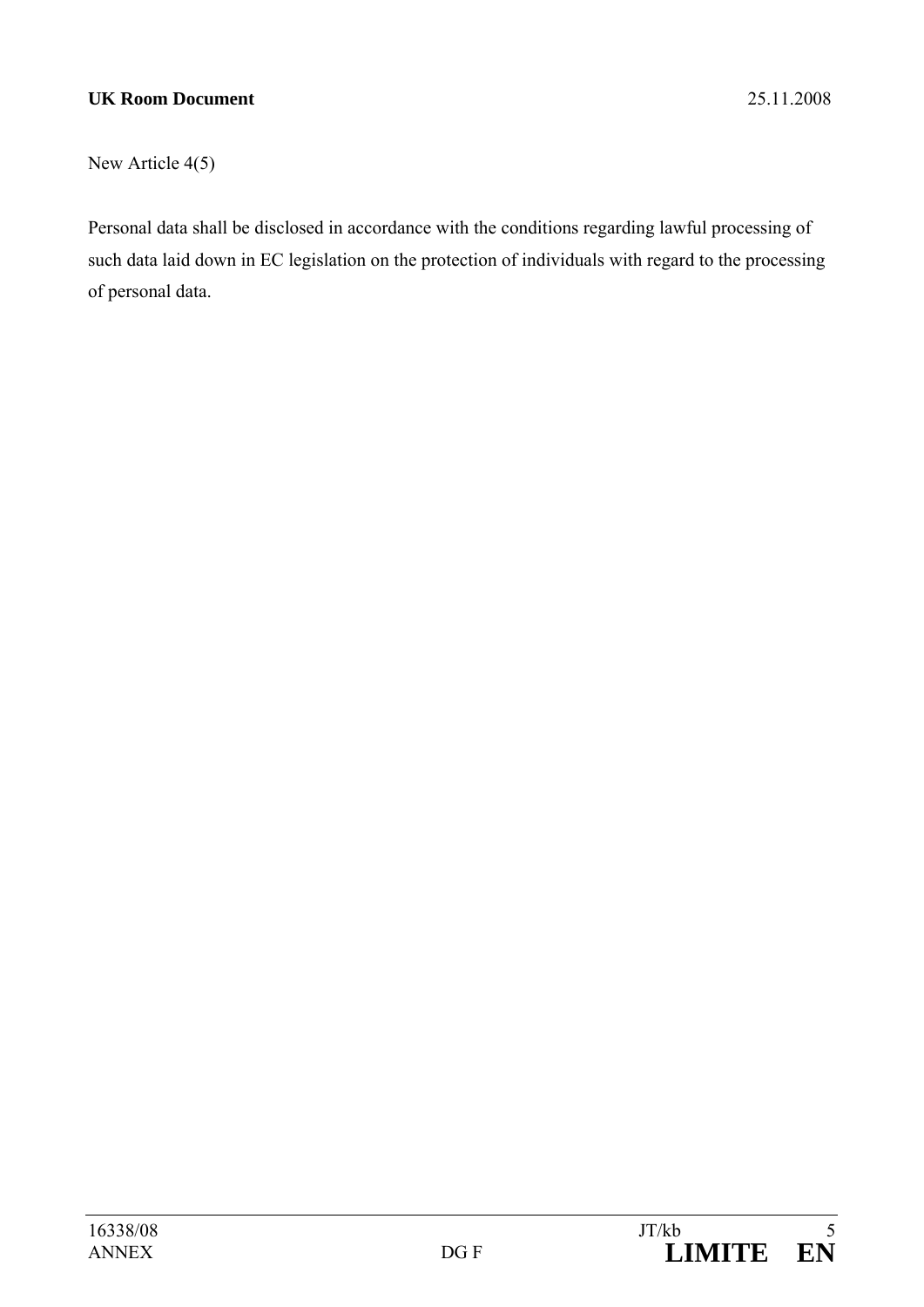**UK Room Document** 25.11.2008

New Article 4(5)

Personal data shall be disclosed in accordance with the conditions regarding lawful processing of such data laid down in EC legislation on the protection of individuals with regard to the processing of personal data.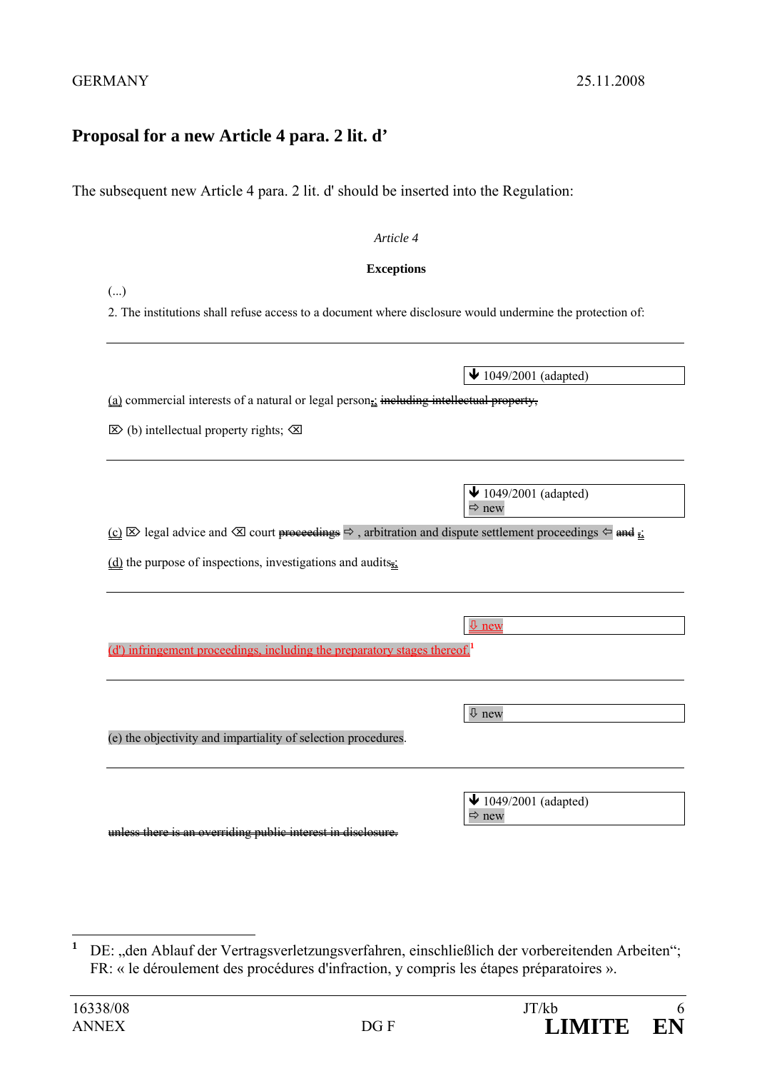GERMANY 25.11.2008

## Proposal for a new Article 4 para. 2 lit. d'

The subsequent new Article 4 para. 2 lit. d' should be inserted into the Regulation:

*Article 4*

**Exceptions**

(...)

2. The institutions shall refuse access to a document where disclosure would undermine the protection of:

---

↓ 1049/2001 (adapted)

(a) commercial interests of a natural or legal person,; ~~including intellectual property,~~

⌦ (b) intellectual property rights; ⌫

---

↓ 1049/2001 (adapted)
⇨ new

(c) ⌦ legal advice and ⌫ court ~~proceedings~~ ⇨ , arbitration and dispute settlement proceedings ⇦ ~~and~~ ;

(d) the purpose of inspections, investigations and audits,;

---

⇩ new

(d') infringement proceedings, including the preparatory stages thereof.[1]

---

⇩ new

(e) the objectivity and impartiality of selection procedures.

---

↓ 1049/2001 (adapted)
⇨ new

~~unless there is an overriding public interest in disclosure.~~

---

[1] DE: „den Ablauf der Vertragsverletzungsverfahren, einschließlich der vorbereitenden Arbeiten"; FR: « le déroulement des procédures d'infraction, y compris les étapes préparatoires ».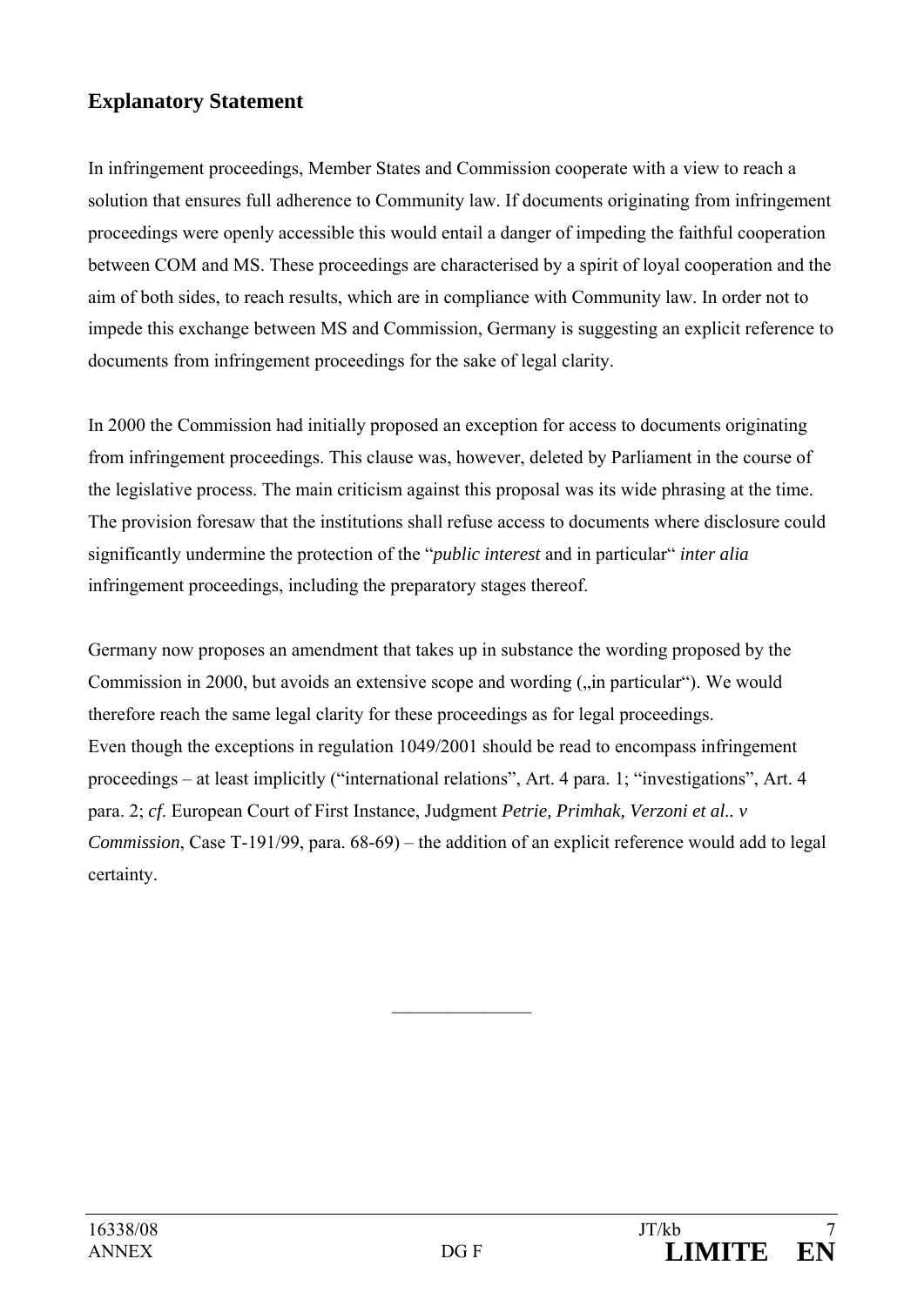## Explanatory Statement

In infringement proceedings, Member States and Commission cooperate with a view to reach a solution that ensures full adherence to Community law. If documents originating from infringement proceedings were openly accessible this would entail a danger of impeding the faithful cooperation between COM and MS. These proceedings are characterised by a spirit of loyal cooperation and the aim of both sides, to reach results, which are in compliance with Community law. In order not to impede this exchange between MS and Commission, Germany is suggesting an explicit reference to documents from infringement proceedings for the sake of legal clarity.

In 2000 the Commission had initially proposed an exception for access to documents originating from infringement proceedings. This clause was, however, deleted by Parliament in the course of the legislative process. The main criticism against this proposal was its wide phrasing at the time. The provision foresaw that the institutions shall refuse access to documents where disclosure could significantly undermine the protection of the "*public interest* and in particular" *inter alia* infringement proceedings, including the preparatory stages thereof.

Germany now proposes an amendment that takes up in substance the wording proposed by the Commission in 2000, but avoids an extensive scope and wording („in particular"). We would therefore reach the same legal clarity for these proceedings as for legal proceedings.
Even though the exceptions in regulation 1049/2001 should be read to encompass infringement proceedings – at least implicitly ("international relations", Art. 4 para. 1; "investigations", Art. 4 para. 2; *cf.* European Court of First Instance, Judgment *Petrie, Primhak, Verzoni et al.. v Commission*, Case T-191/99, para. 68-69) – the addition of an explicit reference would add to legal certainty.

_______________